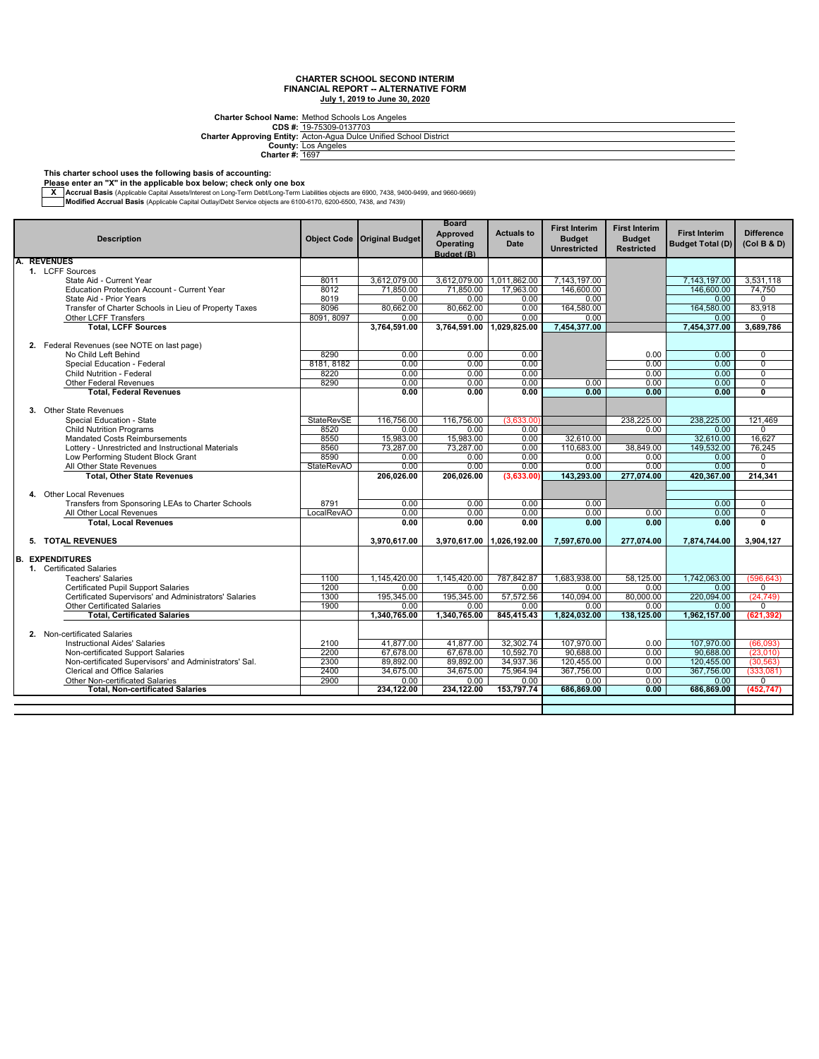**CHARTER SCHOOL SECOND INTERIM**
**FINANCIAL REPORT -- ALTERNATIVE FORM**
**July 1, 2019 to June 30, 2020**

**Charter School Name:** Method Schools Los Angeles
**CDS #:** 19-75309-0137703
**Charter Approving Entity:** Acton-Agua Dulce Unified School District
**County:** Los Angeles
**Charter #:** 1697

**This charter school uses the following basis of accounting:**
**Please enter an "X" in the applicable box below; check only one box**

| | |
|---|---|
| X | **Accrual Basis** (Applicable Capital Assets/Interest on Long-Term Debt/Long-Term Liabilities objects are 6900, 7438, 9400-9499, and 9660-9669) |
| | **Modified Accrual Basis** (Applicable Capital Outlay/Debt Service objects are 6100-6170, 6200-6500, 7438, and 7439) |

| Description | Object Code | Original Budget | Board Approved Operating Budget (B) | Actuals to Date | First Interim Budget Unrestricted | First Interim Budget Restricted | First Interim Budget Total (D) | Difference (Col B & D) |
|---|---|---|---|---|---|---|---|---|
| **A. REVENUES** | | | | | | | | |
| 1. LCFF Sources | | | | | | | | |
| State Aid - Current Year | 8011 | 3,612,079.00 | 3,612,079.00 | 1,011,862.00 | 7,143,197.00 | | 7,143,197.00 | 3,531,118 |
| Education Protection Account - Current Year | 8012 | 71,850.00 | 71,850.00 | 17,963.00 | 146,600.00 | | 146,600.00 | 74,750 |
| State Aid - Prior Years | 8019 | 0.00 | 0.00 | 0.00 | 0.00 | | 0.00 | 0 |
| Transfer of Charter Schools in Lieu of Property Taxes | 8096 | 80,662.00 | 80,662.00 | 0.00 | 164,580.00 | | 164,580.00 | 83,918 |
| Other LCFF Transfers | 8091, 8097 | 0.00 | 0.00 | 0.00 | 0.00 | | 0.00 | 0 |
| **Total, LCFF Sources** | | **3,764,591.00** | **3,764,591.00** | **1,029,825.00** | **7,454,377.00** | | **7,454,377.00** | **3,689,786** |
| 2. Federal Revenues (see NOTE on last page) | | | | | | | | |
| No Child Left Behind | 8290 | 0.00 | 0.00 | 0.00 | | 0.00 | 0.00 | 0 |
| Special Education - Federal | 8181, 8182 | 0.00 | 0.00 | 0.00 | | 0.00 | 0.00 | 0 |
| Child Nutrition - Federal | 8220 | 0.00 | 0.00 | 0.00 | | 0.00 | 0.00 | 0 |
| Other Federal Revenues | 8290 | 0.00 | 0.00 | 0.00 | 0.00 | 0.00 | 0.00 | 0 |
| **Total, Federal Revenues** | | **0.00** | **0.00** | **0.00** | **0.00** | **0.00** | **0.00** | **0** |
| 3. Other State Revenues | | | | | | | | |
| Special Education - State | StateRevSE | 116,756.00 | 116,756.00 | (3,633.00) | | 238,225.00 | 238,225.00 | 121,469 |
| Child Nutrition Programs | 8520 | 0.00 | 0.00 | 0.00 | | 0.00 | 0.00 | 0 |
| Mandated Costs Reimbursements | 8550 | 15,983.00 | 15,983.00 | 0.00 | 32,610.00 | | 32,610.00 | 16,627 |
| Lottery - Unrestricted and Instructional Materials | 8560 | 73,287.00 | 73,287.00 | 0.00 | 110,683.00 | 38,849.00 | 149,532.00 | 76,245 |
| Low Performing Student Block Grant | 8590 | 0.00 | 0.00 | 0.00 | 0.00 | 0.00 | 0.00 | 0 |
| All Other State Revenues | StateRevAO | 0.00 | 0.00 | 0.00 | 0.00 | 0.00 | 0.00 | 0 |
| **Total, Other State Revenues** | | **206,026.00** | **206,026.00** | **(3,633.00)** | **143,293.00** | **277,074.00** | **420,367.00** | **214,341** |
| 4. Other Local Revenues | | | | | | | | |
| Transfers from Sponsoring LEAs to Charter Schools | 8791 | 0.00 | 0.00 | 0.00 | 0.00 | | 0.00 | 0 |
| All Other Local Revenues | LocalRevAO | 0.00 | 0.00 | 0.00 | 0.00 | 0.00 | 0.00 | 0 |
| **Total, Local Revenues** | | **0.00** | **0.00** | **0.00** | **0.00** | **0.00** | **0.00** | **0** |
| **5. TOTAL REVENUES** | | **3,970,617.00** | **3,970,617.00** | **1,026,192.00** | **7,597,670.00** | **277,074.00** | **7,874,744.00** | **3,904,127** |
| **B. EXPENDITURES** | | | | | | | | |
| 1. Certificated Salaries | | | | | | | | |
| Teachers' Salaries | 1100 | 1,145,420.00 | 1,145,420.00 | 787,842.87 | 1,683,938.00 | 58,125.00 | 1,742,063.00 | (596,643) |
| Certificated Pupil Support Salaries | 1200 | 0.00 | 0.00 | 0.00 | 0.00 | 0.00 | 0.00 | 0 |
| Certificated Supervisors' and Administrators' Salaries | 1300 | 195,345.00 | 195,345.00 | 57,572.56 | 140,094.00 | 80,000.00 | 220,094.00 | (24,749) |
| Other Certificated Salaries | 1900 | 0.00 | 0.00 | 0.00 | 0.00 | 0.00 | 0.00 | 0 |
| **Total, Certificated Salaries** | | **1,340,765.00** | **1,340,765.00** | **845,415.43** | **1,824,032.00** | **138,125.00** | **1,962,157.00** | **(621,392)** |
| 2. Non-certificated Salaries | | | | | | | | |
| Instructional Aides' Salaries | 2100 | 41,877.00 | 41,877.00 | 32,302.74 | 107,970.00 | 0.00 | 107,970.00 | (66,093) |
| Non-certificated Support Salaries | 2200 | 67,678.00 | 67,678.00 | 10,592.70 | 90,688.00 | 0.00 | 90,688.00 | (23,010) |
| Non-certificated Supervisors' and Administrators' Sal. | 2300 | 89,892.00 | 89,892.00 | 34,937.36 | 120,455.00 | 0.00 | 120,455.00 | (30,563) |
| Clerical and Office Salaries | 2400 | 34,675.00 | 34,675.00 | 75,964.94 | 367,756.00 | 0.00 | 367,756.00 | (333,081) |
| Other Non-certificated Salaries | 2900 | 0.00 | 0.00 | 0.00 | 0.00 | 0.00 | 0.00 | 0 |
| **Total, Non-certificated Salaries** | | **234,122.00** | **234,122.00** | **153,797.74** | **686,869.00** | **0.00** | **686,869.00** | **(452,747)** |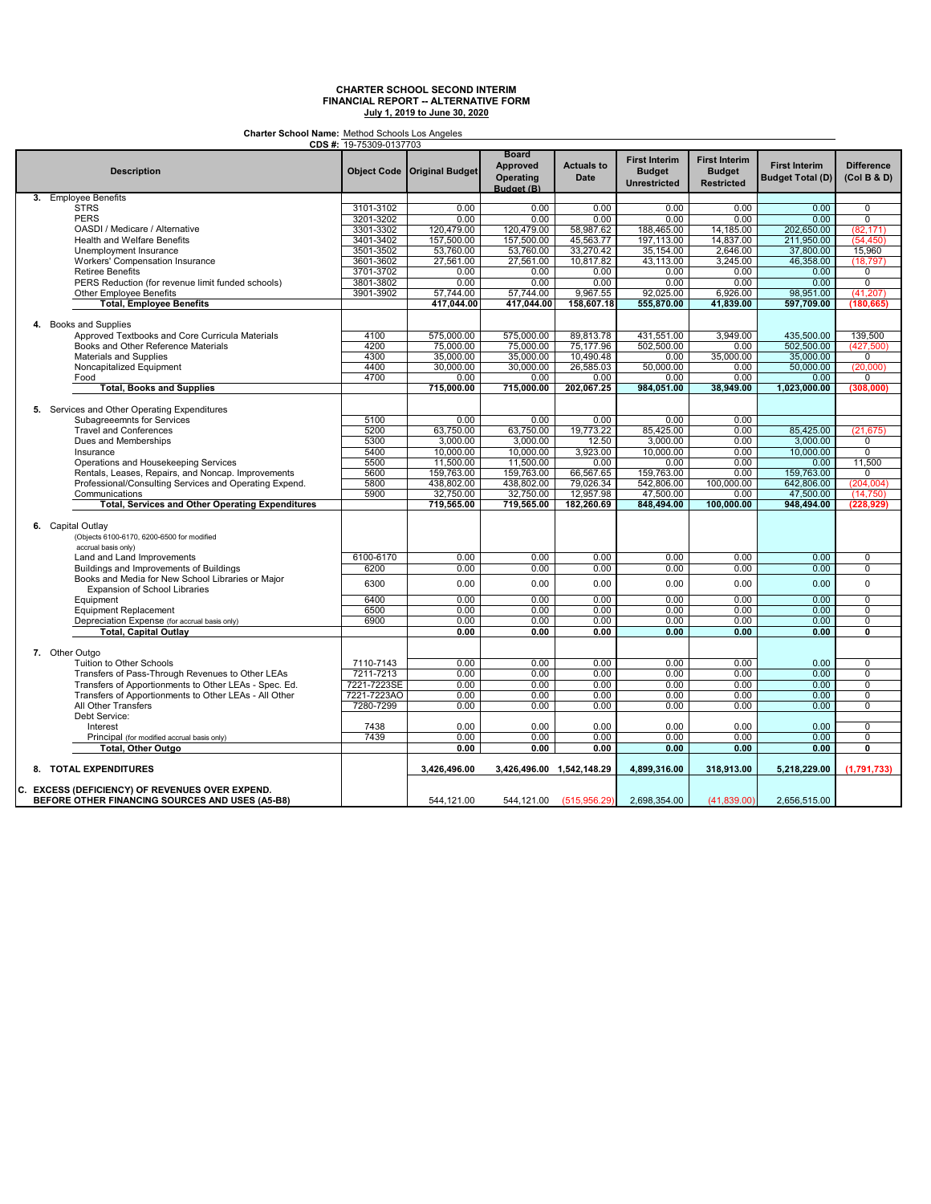**CHARTER SCHOOL SECOND INTERIM**
**FINANCIAL REPORT -- ALTERNATIVE FORM**
**July 1, 2019 to June 30, 2020**

**Charter School Name:** Method Schools Los Angeles
**CDS #:** 19-75309-0137703

| Description | Object Code | Original Budget | Board Approved Operating Budget (B) | Actuals to Date | First Interim Budget Unrestricted | First Interim Budget Restricted | First Interim Budget Total (D) | Difference (Col B & D) |
|---|---|---|---|---|---|---|---|---|
| **3.** Employee Benefits | | | | | | | | |
| STRS | 3101-3102 | 0.00 | 0.00 | 0.00 | 0.00 | 0.00 | 0.00 | 0 |
| PERS | 3201-3202 | 0.00 | 0.00 | 0.00 | 0.00 | 0.00 | 0.00 | 0 |
| OASDI / Medicare / Alternative | 3301-3302 | 120,479.00 | 120,479.00 | 58,987.62 | 188,465.00 | 14,185.00 | 202,650.00 | (82,171) |
| Health and Welfare Benefits | 3401-3402 | 157,500.00 | 157,500.00 | 45,563.77 | 197,113.00 | 14,837.00 | 211,950.00 | (54,450) |
| Unemployment Insurance | 3501-3502 | 53,760.00 | 53,760.00 | 33,270.42 | 35,154.00 | 2,646.00 | 37,800.00 | 15,960 |
| Workers' Compensation Insurance | 3601-3602 | 27,561.00 | 27,561.00 | 10,817.82 | 43,113.00 | 3,245.00 | 46,358.00 | (18,797) |
| Retiree Benefits | 3701-3702 | 0.00 | 0.00 | 0.00 | 0.00 | 0.00 | 0.00 | 0 |
| PERS Reduction (for revenue limit funded schools) | 3801-3802 | 0.00 | 0.00 | 0.00 | 0.00 | 0.00 | 0.00 | 0 |
| Other Employee Benefits | 3901-3902 | 57,744.00 | 57,744.00 | 9,967.55 | 92,025.00 | 6,926.00 | 98,951.00 | (41,207) |
| **Total, Employee Benefits** | | **417,044.00** | **417,044.00** | **158,607.18** | **555,870.00** | **41,839.00** | **597,709.00** | **(180,665)** |
| **4.** Books and Supplies | | | | | | | | |
| Approved Textbooks and Core Curricula Materials | 4100 | 575,000.00 | 575,000.00 | 89,813.78 | 431,551.00 | 3,949.00 | 435,500.00 | 139,500 |
| Books and Other Reference Materials | 4200 | 75,000.00 | 75,000.00 | 75,177.96 | 502,500.00 | 0.00 | 502,500.00 | (427,500) |
| Materials and Supplies | 4300 | 35,000.00 | 35,000.00 | 10,490.48 | 0.00 | 35,000.00 | 35,000.00 | 0 |
| Noncapitalized Equipment | 4400 | 30,000.00 | 30,000.00 | 26,585.03 | 50,000.00 | 0.00 | 50,000.00 | (20,000) |
| Food | 4700 | 0.00 | 0.00 | 0.00 | 0.00 | 0.00 | 0.00 | 0 |
| **Total, Books and Supplies** | | **715,000.00** | **715,000.00** | **202,067.25** | **984,051.00** | **38,949.00** | **1,023,000.00** | **(308,000)** |
| **5.** Services and Other Operating Expenditures | | | | | | | | |
| Subagreeemnts for Services | 5100 | 0.00 | 0.00 | 0.00 | 0.00 | 0.00 | | |
| Travel and Conferences | 5200 | 63,750.00 | 63,750.00 | 19,773.22 | 85,425.00 | 0.00 | 85,425.00 | (21,675) |
| Dues and Memberships | 5300 | 3,000.00 | 3,000.00 | 12.50 | 3,000.00 | 0.00 | 3,000.00 | 0 |
| Insurance | 5400 | 10,000.00 | 10,000.00 | 3,923.00 | 10,000.00 | 0.00 | 10,000.00 | 0 |
| Operations and Housekeeping Services | 5500 | 11,500.00 | 11,500.00 | 0.00 | 0.00 | 0.00 | 0.00 | 11,500 |
| Rentals, Leases, Repairs, and Noncap. Improvements | 5600 | 159,763.00 | 159,763.00 | 66,567.65 | 159,763.00 | 0.00 | 159,763.00 | 0 |
| Professional/Consulting Services and Operating Expend. | 5800 | 438,802.00 | 438,802.00 | 79,026.34 | 542,806.00 | 100,000.00 | 642,806.00 | (204,004) |
| Communications | 5900 | 32,750.00 | 32,750.00 | 12,957.98 | 47,500.00 | 0.00 | 47,500.00 | (14,750) |
| **Total, Services and Other Operating Expenditures** | | **719,565.00** | **719,565.00** | **182,260.69** | **848,494.00** | **100,000.00** | **948,494.00** | **(228,929)** |
| **6.** Capital Outlay (Objects 6100-6170, 6200-6500 for modified accrual basis only) | | | | | | | | |
| Land and Land Improvements | 6100-6170 | 0.00 | 0.00 | 0.00 | 0.00 | 0.00 | 0.00 | 0 |
| Buildings and Improvements of Buildings | 6200 | 0.00 | 0.00 | 0.00 | 0.00 | 0.00 | 0.00 | 0 |
| Books and Media for New School Libraries or Major Expansion of School Libraries | 6300 | 0.00 | 0.00 | 0.00 | 0.00 | 0.00 | 0.00 | 0 |
| Equipment | 6400 | 0.00 | 0.00 | 0.00 | 0.00 | 0.00 | 0.00 | 0 |
| Equipment Replacement | 6500 | 0.00 | 0.00 | 0.00 | 0.00 | 0.00 | 0.00 | 0 |
| Depreciation Expense (for accrual basis only) | 6900 | 0.00 | 0.00 | 0.00 | 0.00 | 0.00 | 0.00 | 0 |
| **Total, Capital Outlay** | | **0.00** | **0.00** | **0.00** | **0.00** | **0.00** | **0.00** | **0** |
| **7.** Other Outgo | | | | | | | | |
| Tuition to Other Schools | 7110-7143 | 0.00 | 0.00 | 0.00 | 0.00 | 0.00 | 0.00 | 0 |
| Transfers of Pass-Through Revenues to Other LEAs | 7211-7213 | 0.00 | 0.00 | 0.00 | 0.00 | 0.00 | 0.00 | 0 |
| Transfers of Apportionments to Other LEAs - Spec. Ed. | 7221-7223SE | 0.00 | 0.00 | 0.00 | 0.00 | 0.00 | 0.00 | 0 |
| Transfers of Apportionments to Other LEAs - All Other | 7221-7223AO | 0.00 | 0.00 | 0.00 | 0.00 | 0.00 | 0.00 | 0 |
| All Other Transfers | 7280-7299 | 0.00 | 0.00 | 0.00 | 0.00 | 0.00 | 0.00 | 0 |
| Debt Service: | | | | | | | | |
| Interest | 7438 | 0.00 | 0.00 | 0.00 | 0.00 | 0.00 | 0.00 | 0 |
| Principal (for modified accrual basis only) | 7439 | 0.00 | 0.00 | 0.00 | 0.00 | 0.00 | 0.00 | 0 |
| **Total, Other Outgo** | | **0.00** | **0.00** | **0.00** | **0.00** | **0.00** | **0.00** | **0** |
| **8. TOTAL EXPENDITURES** | | **3,426,496.00** | **3,426,496.00** | **1,542,148.29** | **4,899,316.00** | **318,913.00** | **5,218,229.00** | **(1,791,733)** |
| **C. EXCESS (DEFICIENCY) OF REVENUES OVER EXPEND. BEFORE OTHER FINANCING SOURCES AND USES (A5-B8)** | | 544,121.00 | 544,121.00 | (515,956.29) | 2,698,354.00 | (41,839.00) | 2,656,515.00 | |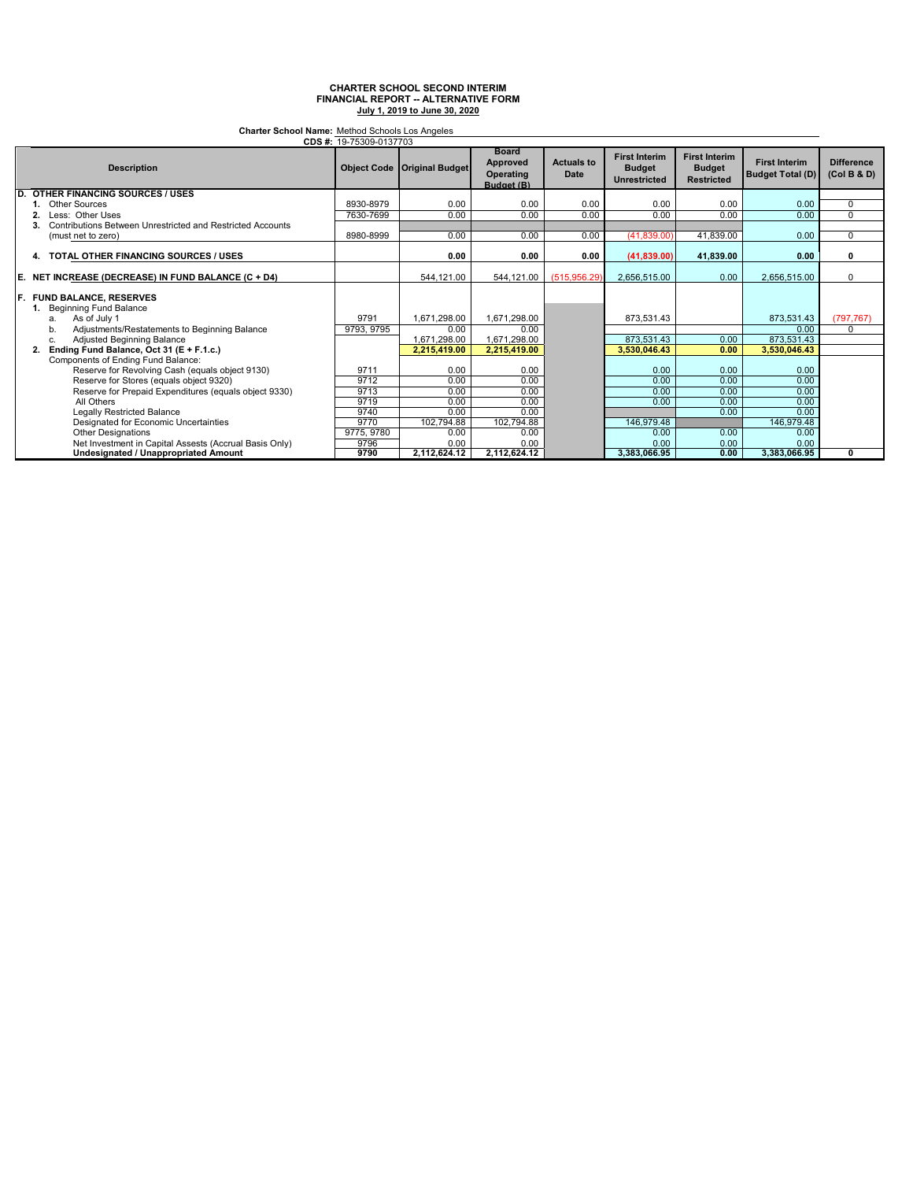**CHARTER SCHOOL SECOND INTERIM**
**FINANCIAL REPORT -- ALTERNATIVE FORM**
**July 1, 2019 to June 30, 2020**

**Charter School Name:** Method Schools Los Angeles
**CDS #:** 19-75309-0137703

| Description | Object Code | Original Budget | Board Approved Operating Budget (B) | Actuals to Date | First Interim Budget Unrestricted | First Interim Budget Restricted | First Interim Budget Total (D) | Difference (Col B & D) |
|---|---|---|---|---|---|---|---|---|
| **D. OTHER FINANCING SOURCES / USES** | | | | | | | | |
| 1. Other Sources | 8930-8979 | 0.00 | 0.00 | 0.00 | 0.00 | 0.00 | 0.00 | 0 |
| 2. Less: Other Uses | 7630-7699 | 0.00 | 0.00 | 0.00 | 0.00 | 0.00 | 0.00 | 0 |
| 3. Contributions Between Unrestricted and Restricted Accounts (must net to zero) | 8980-8999 | 0.00 | 0.00 | 0.00 | (41,839.00) | 41,839.00 | 0.00 | 0 |
| **4. TOTAL OTHER FINANCING SOURCES / USES** | | **0.00** | **0.00** | **0.00** | **(41,839.00)** | **41,839.00** | **0.00** | **0** |
| **E. NET INCREASE (DECREASE) IN FUND BALANCE (C + D4)** | | 544,121.00 | 544,121.00 | (515,956.29) | 2,656,515.00 | 0.00 | 2,656,515.00 | 0 |
| **F. FUND BALANCE, RESERVES** | | | | | | | | |
| 1. Beginning Fund Balance | | | | | | | | |
| a. As of July 1 | 9791 | 1,671,298.00 | 1,671,298.00 | | 873,531.43 | | 873,531.43 | (797,767) |
| b. Adjustments/Restatements to Beginning Balance | 9793, 9795 | 0.00 | 0.00 | | | | 0.00 | 0 |
| c. Adjusted Beginning Balance | | 1,671,298.00 | 1,671,298.00 | | 873,531.43 | 0.00 | 873,531.43 | |
| **2. Ending Fund Balance, Oct 31 (E + F.1.c.)** | | **2,215,419.00** | **2,215,419.00** | | **3,530,046.43** | **0.00** | **3,530,046.43** | |
| Components of Ending Fund Balance: | | | | | | | | |
| Reserve for Revolving Cash (equals object 9130) | 9711 | 0.00 | 0.00 | | 0.00 | 0.00 | 0.00 | |
| Reserve for Stores (equals object 9320) | 9712 | 0.00 | 0.00 | | 0.00 | 0.00 | 0.00 | |
| Reserve for Prepaid Expenditures (equals object 9330) | 9713 | 0.00 | 0.00 | | 0.00 | 0.00 | 0.00 | |
| All Others | 9719 | 0.00 | 0.00 | | 0.00 | 0.00 | 0.00 | |
| Legally Restricted Balance | 9740 | 0.00 | 0.00 | | | 0.00 | 0.00 | |
| Designated for Economic Uncertainties | 9770 | 102,794.88 | 102,794.88 | | 146,979.48 | | 146,979.48 | |
| Other Designations | 9775, 9780 | 0.00 | 0.00 | | 0.00 | 0.00 | 0.00 | |
| Net Investment in Capital Assests (Accrual Basis Only) | 9796 | 0.00 | 0.00 | | 0.00 | 0.00 | 0.00 | |
| **Undesignated / Unappropriated Amount** | **9790** | **2,112,624.12** | **2,112,624.12** | | **3,383,066.95** | **0.00** | **3,383,066.95** | **0** |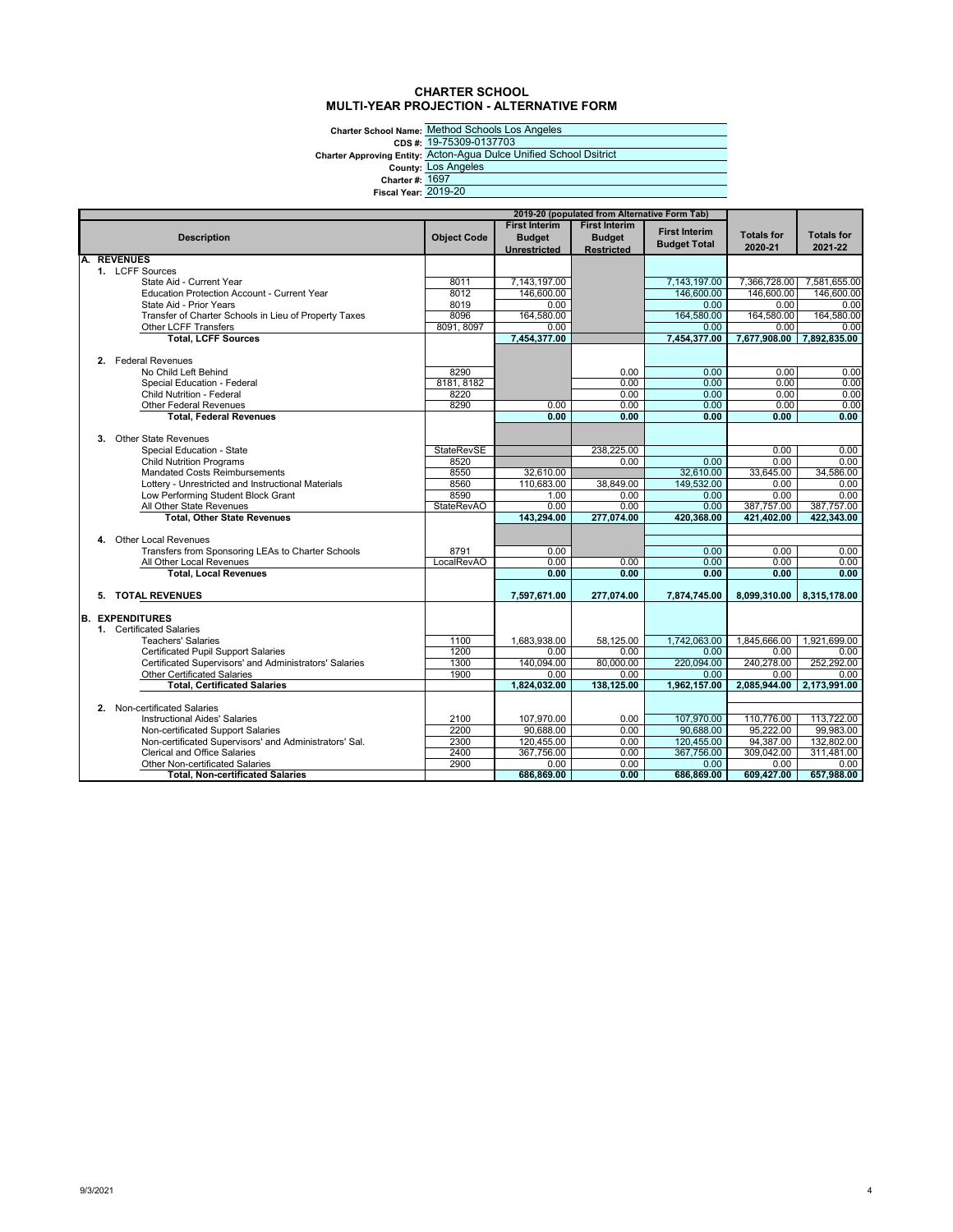# CHARTER SCHOOL
## MULTI-YEAR PROJECTION - ALTERNATIVE FORM

**Charter School Name:** Method Schools Los Angeles
**CDS #:** 19-75309-0137703
**Charter Approving Entity:** Acton-Agua Dulce Unified School Dsitrict
**County:** Los Angeles
**Charter #:** 1697
**Fiscal Year:** 2019-20

| Description | Object Code | 2019-20 (populated from Alternative Form Tab) First Interim Budget Unrestricted | First Interim Budget Restricted | First Interim Budget Total | Totals for 2020-21 | Totals for 2021-22 |
|---|---|---|---|---|---|---|
| **A. REVENUES** | | | | | | |
| 1. LCFF Sources | | | | | | |
| State Aid - Current Year | 8011 | 7,143,197.00 | | 7,143,197.00 | 7,366,728.00 | 7,581,655.00 |
| Education Protection Account - Current Year | 8012 | 146,600.00 | | 146,600.00 | 146,600.00 | 146,600.00 |
| State Aid - Prior Years | 8019 | 0.00 | | 0.00 | 0.00 | 0.00 |
| Transfer of Charter Schools in Lieu of Property Taxes | 8096 | 164,580.00 | | 164,580.00 | 164,580.00 | 164,580.00 |
| Other LCFF Transfers | 8091, 8097 | 0.00 | | 0.00 | 0.00 | 0.00 |
| **Total, LCFF Sources** | | **7,454,377.00** | | **7,454,377.00** | **7,677,908.00** | **7,892,835.00** |
| 2. Federal Revenues | | | | | | |
| No Child Left Behind | 8290 | | 0.00 | 0.00 | 0.00 | 0.00 |
| Special Education - Federal | 8181, 8182 | | 0.00 | 0.00 | 0.00 | 0.00 |
| Child Nutrition - Federal | 8220 | | 0.00 | 0.00 | 0.00 | 0.00 |
| Other Federal Revenues | 8290 | 0.00 | 0.00 | 0.00 | 0.00 | 0.00 |
| **Total, Federal Revenues** | | **0.00** | **0.00** | **0.00** | **0.00** | **0.00** |
| 3. Other State Revenues | | | | | | |
| Special Education - State | StateRevSE | | 238,225.00 | | 0.00 | 0.00 |
| Child Nutrition Programs | 8520 | | 0.00 | 0.00 | 0.00 | 0.00 |
| Mandated Costs Reimbursements | 8550 | 32,610.00 | | 32,610.00 | 33,645.00 | 34,586.00 |
| Lottery - Unrestricted and Instructional Materials | 8560 | 110,683.00 | 38,849.00 | 149,532.00 | 0.00 | 0.00 |
| Low Performing Student Block Grant | 8590 | 1.00 | 0.00 | 0.00 | 0.00 | 0.00 |
| All Other State Revenues | StateRevAO | 0.00 | 0.00 | 0.00 | 387,757.00 | 387,757.00 |
| **Total, Other State Revenues** | | **143,294.00** | **277,074.00** | **420,368.00** | **421,402.00** | **422,343.00** |
| 4. Other Local Revenues | | | | | | |
| Transfers from Sponsoring LEAs to Charter Schools | 8791 | 0.00 | | 0.00 | 0.00 | 0.00 |
| All Other Local Revenues | LocalRevAO | 0.00 | 0.00 | 0.00 | 0.00 | 0.00 |
| **Total, Local Revenues** | | **0.00** | **0.00** | **0.00** | **0.00** | **0.00** |
| **5. TOTAL REVENUES** | | **7,597,671.00** | **277,074.00** | **7,874,745.00** | **8,099,310.00** | **8,315,178.00** |
| **B. EXPENDITURES** | | | | | | |
| 1. Certificated Salaries | | | | | | |
| Teachers' Salaries | 1100 | 1,683,938.00 | 58,125.00 | 1,742,063.00 | 1,845,666.00 | 1,921,699.00 |
| Certificated Pupil Support Salaries | 1200 | 0.00 | 0.00 | 0.00 | 0.00 | 0.00 |
| Certificated Supervisors' and Administrators' Salaries | 1300 | 140,094.00 | 80,000.00 | 220,094.00 | 240,278.00 | 252,292.00 |
| Other Certificated Salaries | 1900 | 0.00 | 0.00 | 0.00 | 0.00 | 0.00 |
| **Total, Certificated Salaries** | | **1,824,032.00** | **138,125.00** | **1,962,157.00** | **2,085,944.00** | **2,173,991.00** |
| 2. Non-certificated Salaries | | | | | | |
| Instructional Aides' Salaries | 2100 | 107,970.00 | 0.00 | 107,970.00 | 110,776.00 | 113,722.00 |
| Non-certificated Support Salaries | 2200 | 90,688.00 | 0.00 | 90,688.00 | 95,222.00 | 99,983.00 |
| Non-certificated Supervisors' and Administrators' Sal. | 2300 | 120,455.00 | 0.00 | 120,455.00 | 94,387.00 | 132,802.00 |
| Clerical and Office Salaries | 2400 | 367,756.00 | 0.00 | 367,756.00 | 309,042.00 | 311,481.00 |
| Other Non-certificated Salaries | 2900 | 0.00 | 0.00 | 0.00 | 0.00 | 0.00 |
| **Total, Non-certificated Salaries** | | **686,869.00** | **0.00** | **686,869.00** | **609,427.00** | **657,988.00** |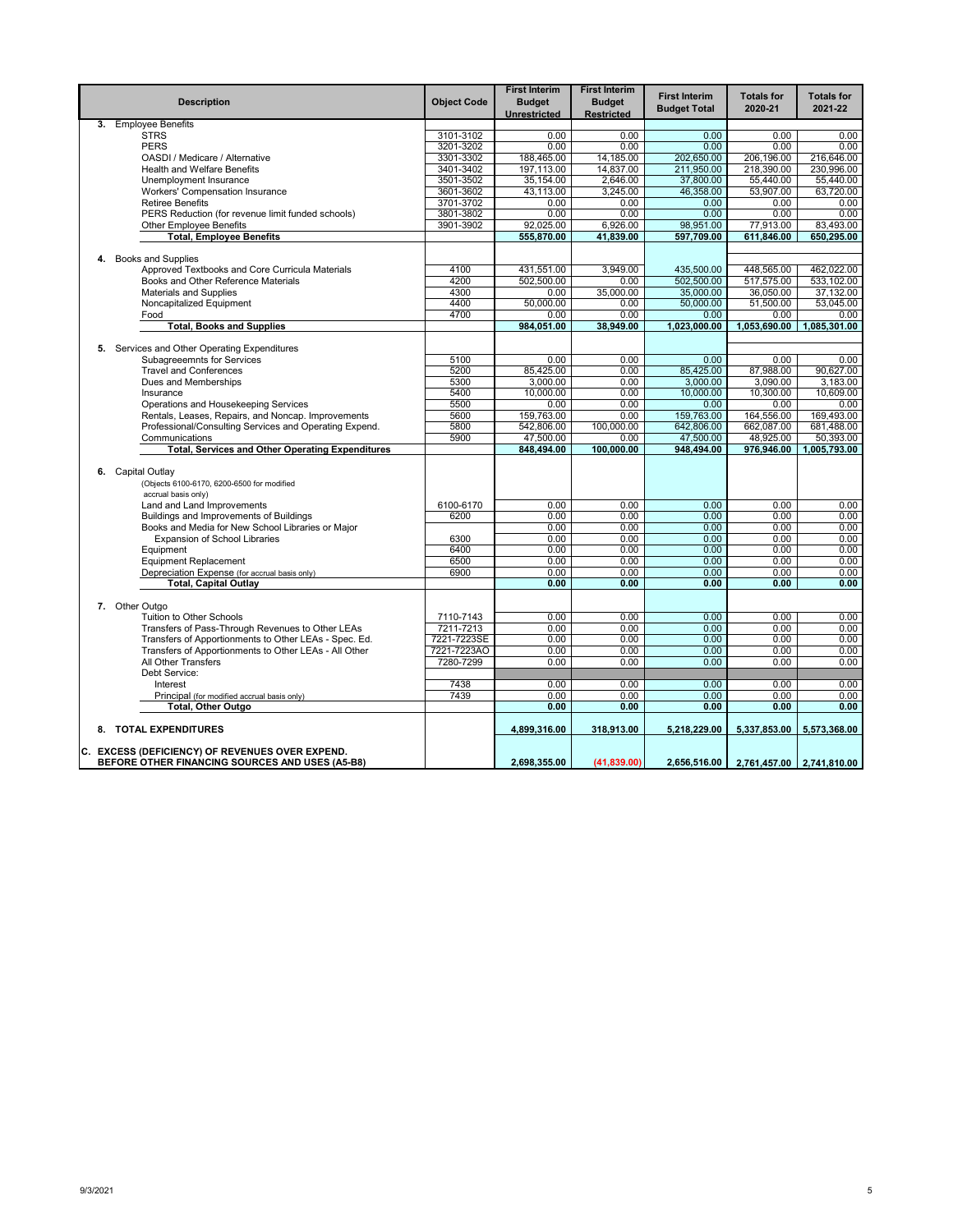| Description | Object Code | First Interim Budget Unrestricted | First Interim Budget Restricted | First Interim Budget Total | Totals for 2020-21 | Totals for 2021-22 |
|---|---|---|---|---|---|---|
| **3.** Employee Benefits | | | | | | |
| STRS | 3101-3102 | 0.00 | 0.00 | 0.00 | 0.00 | 0.00 |
| PERS | 3201-3202 | 0.00 | 0.00 | 0.00 | 0.00 | 0.00 |
| OASDI / Medicare / Alternative | 3301-3302 | 188,465.00 | 14,185.00 | 202,650.00 | 206,196.00 | 216,646.00 |
| Health and Welfare Benefits | 3401-3402 | 197,113.00 | 14,837.00 | 211,950.00 | 218,390.00 | 230,996.00 |
| Unemployment Insurance | 3501-3502 | 35,154.00 | 2,646.00 | 37,800.00 | 55,440.00 | 55,440.00 |
| Workers' Compensation Insurance | 3601-3602 | 43,113.00 | 3,245.00 | 46,358.00 | 53,907.00 | 63,720.00 |
| Retiree Benefits | 3701-3702 | 0.00 | 0.00 | 0.00 | 0.00 | 0.00 |
| PERS Reduction (for revenue limit funded schools) | 3801-3802 | 0.00 | 0.00 | 0.00 | 0.00 | 0.00 |
| Other Employee Benefits | 3901-3902 | 92,025.00 | 6,926.00 | 98,951.00 | 77,913.00 | 83,493.00 |
| **Total, Employee Benefits** | | **555,870.00** | **41,839.00** | **597,709.00** | **611,846.00** | **650,295.00** |
| **4.** Books and Supplies | | | | | | |
| Approved Textbooks and Core Curricula Materials | 4100 | 431,551.00 | 3,949.00 | 435,500.00 | 448,565.00 | 462,022.00 |
| Books and Other Reference Materials | 4200 | 502,500.00 | 0.00 | 502,500.00 | 517,575.00 | 533,102.00 |
| Materials and Supplies | 4300 | 0.00 | 35,000.00 | 35,000.00 | 36,050.00 | 37,132.00 |
| Noncapitalized Equipment | 4400 | 50,000.00 | 0.00 | 50,000.00 | 51,500.00 | 53,045.00 |
| Food | 4700 | 0.00 | 0.00 | 0.00 | 0.00 | 0.00 |
| **Total, Books and Supplies** | | **984,051.00** | **38,949.00** | **1,023,000.00** | **1,053,690.00** | **1,085,301.00** |
| **5.** Services and Other Operating Expenditures | | | | | | |
| Subagreeemnts for Services | 5100 | 0.00 | 0.00 | 0.00 | 0.00 | 0.00 |
| Travel and Conferences | 5200 | 85,425.00 | 0.00 | 85,425.00 | 87,988.00 | 90,627.00 |
| Dues and Memberships | 5300 | 3,000.00 | 0.00 | 3,000.00 | 3,090.00 | 3,183.00 |
| Insurance | 5400 | 10,000.00 | 0.00 | 10,000.00 | 10,300.00 | 10,609.00 |
| Operations and Housekeeping Services | 5500 | 0.00 | 0.00 | 0.00 | 0.00 | 0.00 |
| Rentals, Leases, Repairs, and Noncap. Improvements | 5600 | 159,763.00 | 0.00 | 159,763.00 | 164,556.00 | 169,493.00 |
| Professional/Consulting Services and Operating Expend. | 5800 | 542,806.00 | 100,000.00 | 642,806.00 | 662,087.00 | 681,488.00 |
| Communications | 5900 | 47,500.00 | 0.00 | 47,500.00 | 48,925.00 | 50,393.00 |
| **Total, Services and Other Operating Expenditures** | | **848,494.00** | **100,000.00** | **948,494.00** | **976,946.00** | **1,005,793.00** |
| **6.** Capital Outlay (Objects 6100-6170, 6200-6500 for modified accrual basis only) | | | | | | |
| Land and Land Improvements | 6100-6170 | 0.00 | 0.00 | 0.00 | 0.00 | 0.00 |
| Buildings and Improvements of Buildings | 6200 | 0.00 | 0.00 | 0.00 | 0.00 | 0.00 |
| Books and Media for New School Libraries or Major | | 0.00 | 0.00 | 0.00 | 0.00 | 0.00 |
| Expansion of School Libraries | 6300 | 0.00 | 0.00 | 0.00 | 0.00 | 0.00 |
| Equipment | 6400 | 0.00 | 0.00 | 0.00 | 0.00 | 0.00 |
| Equipment Replacement | 6500 | 0.00 | 0.00 | 0.00 | 0.00 | 0.00 |
| Depreciation Expense (for accrual basis only) | 6900 | 0.00 | 0.00 | 0.00 | 0.00 | 0.00 |
| **Total, Capital Outlay** | | **0.00** | **0.00** | **0.00** | **0.00** | **0.00** |
| **7.** Other Outgo | | | | | | |
| Tuition to Other Schools | 7110-7143 | 0.00 | 0.00 | 0.00 | 0.00 | 0.00 |
| Transfers of Pass-Through Revenues to Other LEAs | 7211-7213 | 0.00 | 0.00 | 0.00 | 0.00 | 0.00 |
| Transfers of Apportionments to Other LEAs - Spec. Ed. | 7221-7223SE | 0.00 | 0.00 | 0.00 | 0.00 | 0.00 |
| Transfers of Apportionments to Other LEAs - All Other | 7221-7223AO | 0.00 | 0.00 | 0.00 | 0.00 | 0.00 |
| All Other Transfers | 7280-7299 | 0.00 | 0.00 | 0.00 | 0.00 | 0.00 |
| Debt Service: | | | | | | |
| Interest | 7438 | 0.00 | 0.00 | 0.00 | 0.00 | 0.00 |
| Principal (for modified accrual basis only) | 7439 | 0.00 | 0.00 | 0.00 | 0.00 | 0.00 |
| **Total, Other Outgo** | | **0.00** | **0.00** | **0.00** | **0.00** | **0.00** |
| **8. TOTAL EXPENDITURES** | | **4,899,316.00** | **318,913.00** | **5,218,229.00** | **5,337,853.00** | **5,573,368.00** |
| **C. EXCESS (DEFICIENCY) OF REVENUES OVER EXPEND. BEFORE OTHER FINANCING SOURCES AND USES (A5-B8)** | | **2,698,355.00** | **(41,839.00)** | **2,656,516.00** | **2,761,457.00** | **2,741,810.00** |

9/3/2021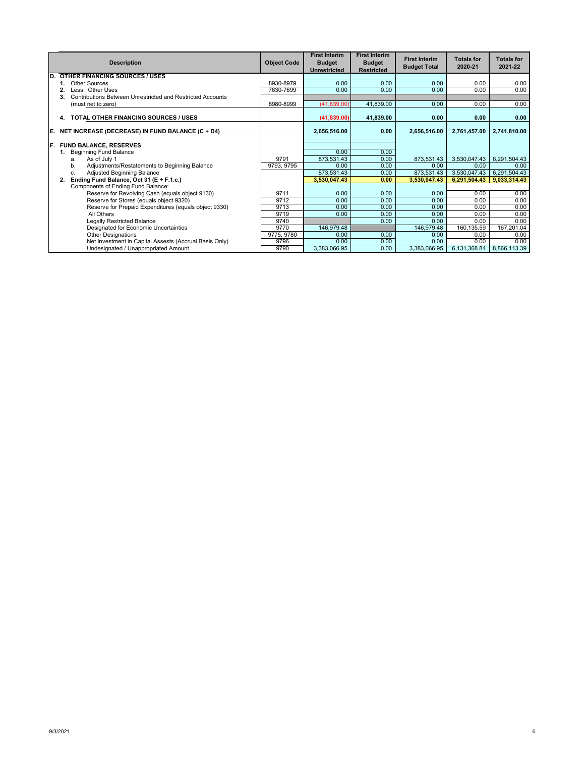| Description | Object Code | First Interim Budget Unrestricted | First Interim Budget Restricted | First Interim Budget Total | Totals for 2020-21 | Totals for 2021-22 |
|---|---|---|---|---|---|---|
| **D. OTHER FINANCING SOURCES / USES** | | | | | | |
| 1. Other Sources | 8930-8979 | 0.00 | 0.00 | 0.00 | 0.00 | 0.00 |
| 2. Less: Other Uses | 7630-7699 | 0.00 | 0.00 | 0.00 | 0.00 | 0.00 |
| 3. Contributions Between Unrestricted and Restricted Accounts (must net to zero) | 8980-8999 | (41,839.00) | 41,839.00 | 0.00 | 0.00 | 0.00 |
| **4. TOTAL OTHER FINANCING SOURCES / USES** | | **(41,839.00)** | **41,839.00** | **0.00** | **0.00** | **0.00** |
| **E. NET INCREASE (DECREASE) IN FUND BALANCE (C + D4)** | | **2,656,516.00** | **0.00** | **2,656,516.00** | **2,761,457.00** | **2,741,810.00** |
| **F. FUND BALANCE, RESERVES** | | | | | | |
| 1. Beginning Fund Balance | | 0.00 | 0.00 | | | |
| a. As of July 1 | 9791 | 873,531.43 | 0.00 | 873,531.43 | 3,530,047.43 | 6,291,504.43 |
| b. Adjustments/Restatements to Beginning Balance | 9793, 9795 | 0.00 | 0.00 | 0.00 | 0.00 | 0.00 |
| c. Adjusted Beginning Balance | | 873,531.43 | 0.00 | 873,531.43 | 3,530,047.43 | 6,291,504.43 |
| **2. Ending Fund Balance, Oct 31 (E + F.1.c.)** | | **3,530,047.43** | **0.00** | **3,530,047.43** | **6,291,504.43** | **9,033,314.43** |
| Components of Ending Fund Balance: | | | | | | |
| Reserve for Revolving Cash (equals object 9130) | 9711 | 0.00 | 0.00 | 0.00 | 0.00 | 0.00 |
| Reserve for Stores (equals object 9320) | 9712 | 0.00 | 0.00 | 0.00 | 0.00 | 0.00 |
| Reserve for Prepaid Expenditures (equals object 9330) | 9713 | 0.00 | 0.00 | 0.00 | 0.00 | 0.00 |
| All Others | 9719 | 0.00 | 0.00 | 0.00 | 0.00 | 0.00 |
| Legally Restricted Balance | 9740 | | 0.00 | 0.00 | 0.00 | 0.00 |
| Designated for Economic Uncertainties | 9770 | 146,979.48 | | 146,979.48 | 160,135.59 | 167,201.04 |
| Other Designations | 9775, 9780 | 0.00 | 0.00 | 0.00 | 0.00 | 0.00 |
| Net Investment in Capital Assests (Accrual Basis Only) | 9796 | 0.00 | 0.00 | 0.00 | 0.00 | 0.00 |
| Undesignated / Unappropriated Amount | 9790 | 3,383,066.95 | 0.00 | 3,383,066.95 | 6,131,368.84 | 8,866,113.39 |

9/3/2021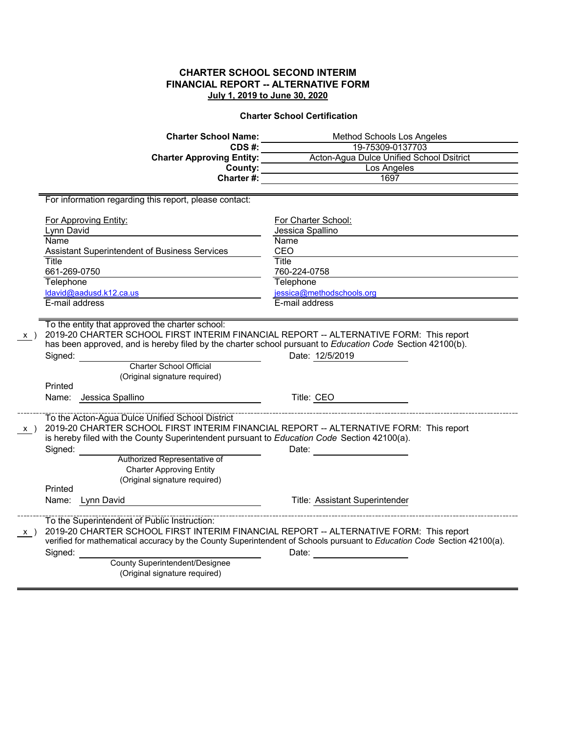**CHARTER SCHOOL SECOND INTERIM FINANCIAL REPORT -- ALTERNATIVE FORM**
**July 1, 2019 to June 30, 2020**

**Charter School Certification**

| | |
|---|---|
| **Charter School Name:** | Method Schools Los Angeles |
| **CDS #:** | 19-75309-0137703 |
| **Charter Approving Entity:** | Acton-Agua Dulce Unified School Dsitrict |
| **County:** | Los Angeles |
| **Charter #:** | 1697 |

For information regarding this report, please contact:

| For Approving Entity: | For Charter School: |
|---|---|
| Lynn David | Jessica Spallino |
| Name | Name |
| Assistant Superintendent of Business Services | CEO |
| Title | Title |
| 661-269-0750 | 760-224-0758 |
| Telephone | Telephone |
| ldavid@aadusd.k12.ca.us | jessica@methodschools.org |
| E-mail address | E-mail address |

To the entity that approved the charter school:

x ) 2019-20 CHARTER SCHOOL FIRST INTERIM FINANCIAL REPORT -- ALTERNATIVE FORM: This report has been approved, and is hereby filed by the charter school pursuant to *Education Code* Section 42100(b).

Signed: ______________________ Date: 12/5/2019
Charter School Official
(Original signature required)

Printed Name: Jessica Spallino Title: CEO

---

To the Acton-Agua Dulce Unified School District

x ) 2019-20 CHARTER SCHOOL FIRST INTERIM FINANCIAL REPORT -- ALTERNATIVE FORM: This report is hereby filed with the County Superintendent pursuant to *Education Code* Section 42100(a).

Signed: ______________________ Date: ______________
Authorized Representative of
Charter Approving Entity
(Original signature required)

Printed Name: Lynn David Title: Assistant Superintender

---

To the Superintendent of Public Instruction:

x ) 2019-20 CHARTER SCHOOL FIRST INTERIM FINANCIAL REPORT -- ALTERNATIVE FORM: This report verified for mathematical accuracy by the County Superintendent of Schools pursuant to *Education Code* Section 42100(a).

Signed: ______________________ Date: ______________
County Superintendent/Designee
(Original signature required)